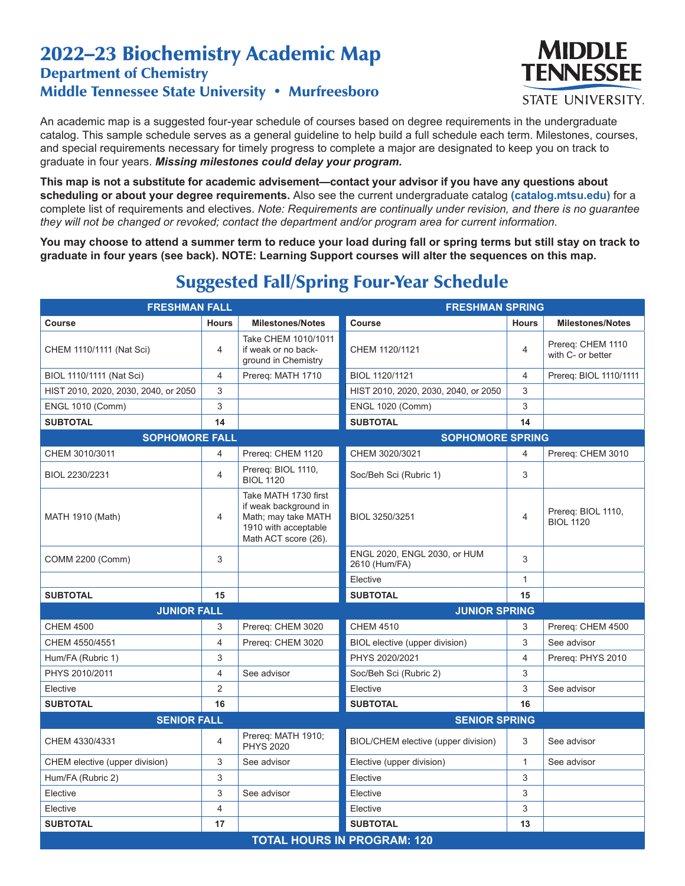# 2022–23 Biochemistry Academic Map

## Department of Chemistry

## Middle Tennessee State University • Murfreesboro

MIDDLE TENNESSEE STATE UNIVERSITY.

An academic map is a suggested four-year schedule of courses based on degree requirements in the undergraduate catalog. This sample schedule serves as a general guideline to help build a full schedule each term. Milestones, courses, and special requirements necessary for timely progress to complete a major are designated to keep you on track to graduate in four years. ***Missing milestones could delay your program.***

**This map is not a substitute for academic advisement—contact your advisor if you have any questions about scheduling or about your degree requirements.** Also see the current undergraduate catalog **(catalog.mtsu.edu)** for a complete list of requirements and electives. *Note: Requirements are continually under revision, and there is no guarantee they will not be changed or revoked; contact the department and/or program area for current information.*

**You may choose to attend a summer term to reduce your load during fall or spring terms but still stay on track to graduate in four years (see back). NOTE: Learning Support courses will alter the sequences on this map.**

## Suggested Fall/Spring Four-Year Schedule

| FRESHMAN FALL | | | FRESHMAN SPRING | | |
|---|---|---|---|---|---|
| **Course** | **Hours** | **Milestones/Notes** | **Course** | **Hours** | **Milestones/Notes** |
| CHEM 1110/1111 (Nat Sci) | 4 | Take CHEM 1010/1011 if weak or no background in Chemistry | CHEM 1120/1121 | 4 | Prereq: CHEM 1110 with C- or better |
| BIOL 1110/1111 (Nat Sci) | 4 | Prereq: MATH 1710 | BIOL 1120/1121 | 4 | Prereq: BIOL 1110/1111 |
| HIST 2010, 2020, 2030, 2040, or 2050 | 3 | | HIST 2010, 2020, 2030, 2040, or 2050 | 3 | |
| ENGL 1010 (Comm) | 3 | | ENGL 1020 (Comm) | 3 | |
| **SUBTOTAL** | **14** | | **SUBTOTAL** | **14** | |
| **SOPHOMORE FALL** | | | **SOPHOMORE SPRING** | | |
| CHEM 3010/3011 | 4 | Prereq: CHEM 1120 | CHEM 3020/3021 | 4 | Prereq: CHEM 3010 |
| BIOL 2230/2231 | 4 | Prereq: BIOL 1110, BIOL 1120 | Soc/Beh Sci (Rubric 1) | 3 | |
| MATH 1910 (Math) | 4 | Take MATH 1730 first if weak background in Math; may take MATH 1910 with acceptable Math ACT score (26). | BIOL 3250/3251 | 4 | Prereq: BIOL 1110, BIOL 1120 |
| COMM 2200 (Comm) | 3 | | ENGL 2020, ENGL 2030, or HUM 2610 (Hum/FA) | 3 | |
| | | | Elective | 1 | |
| **SUBTOTAL** | **15** | | **SUBTOTAL** | **15** | |
| **JUNIOR FALL** | | | **JUNIOR SPRING** | | |
| CHEM 4500 | 3 | Prereq: CHEM 3020 | CHEM 4510 | 3 | Prereq: CHEM 4500 |
| CHEM 4550/4551 | 4 | Prereq: CHEM 3020 | BIOL elective (upper division) | 3 | See advisor |
| Hum/FA (Rubric 1) | 3 | | PHYS 2020/2021 | 4 | Prereq: PHYS 2010 |
| PHYS 2010/2011 | 4 | See advisor | Soc/Beh Sci (Rubric 2) | 3 | |
| Elective | 2 | | Elective | 3 | See advisor |
| **SUBTOTAL** | **16** | | **SUBTOTAL** | **16** | |
| **SENIOR FALL** | | | **SENIOR SPRING** | | |
| CHEM 4330/4331 | 4 | Prereq: MATH 1910; PHYS 2020 | BIOL/CHEM elective (upper division) | 3 | See advisor |
| CHEM elective (upper division) | 3 | See advisor | Elective (upper division) | 1 | See advisor |
| Hum/FA (Rubric 2) | 3 | | Elective | 3 | |
| Elective | 3 | See advisor | Elective | 3 | |
| Elective | 4 | | Elective | 3 | |
| **SUBTOTAL** | **17** | | **SUBTOTAL** | **13** | |
| **TOTAL HOURS IN PROGRAM: 120** | | | | | |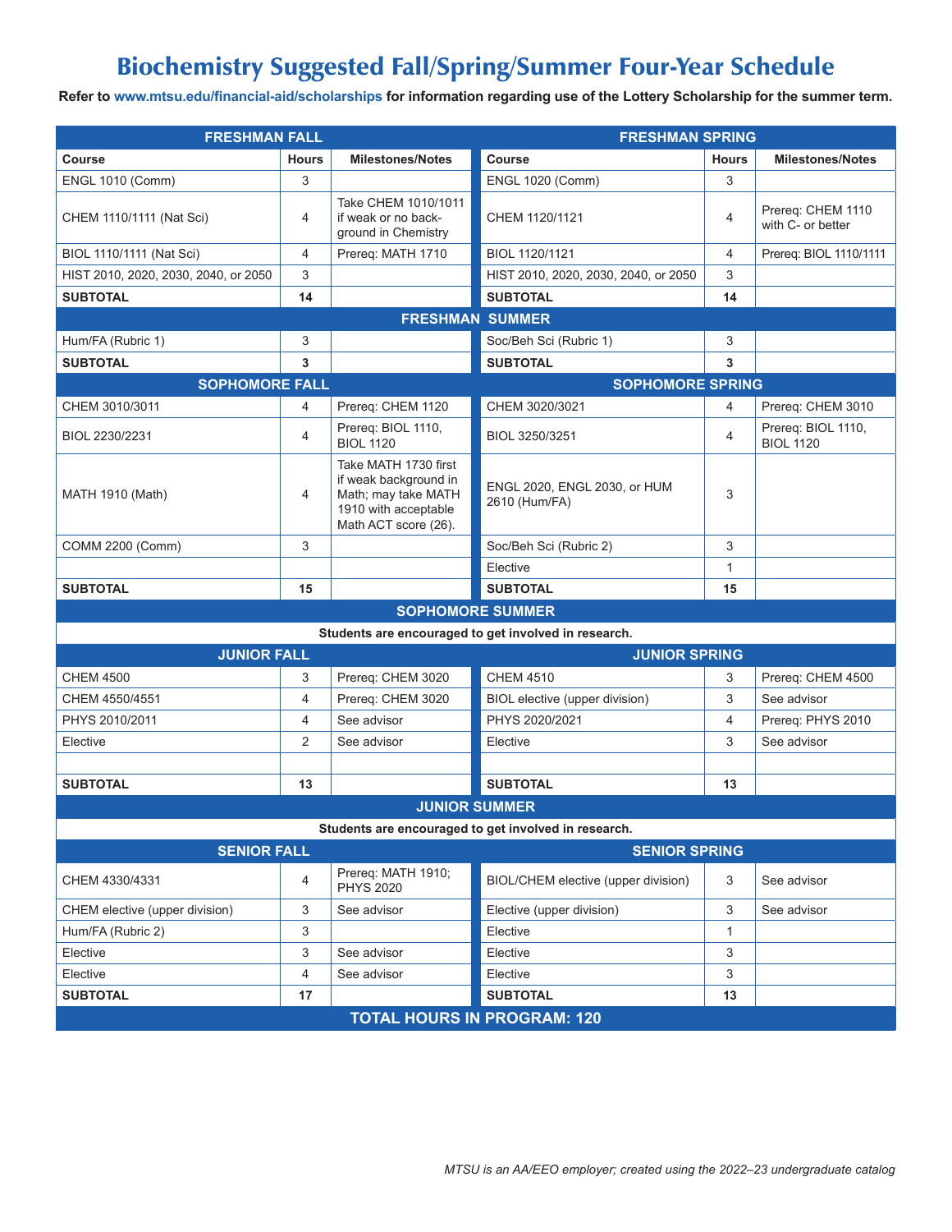# Biochemistry Suggested Fall/Spring/Summer Four-Year Schedule

**Refer to www.mtsu.edu/financial-aid/scholarships for information regarding use of the Lottery Scholarship for the summer term.**

| FRESHMAN FALL | | | FRESHMAN SPRING | | |
|---|---|---|---|---|---|
| **Course** | **Hours** | **Milestones/Notes** | **Course** | **Hours** | **Milestones/Notes** |
| ENGL 1010 (Comm) | 3 | | ENGL 1020 (Comm) | 3 | |
| CHEM 1110/1111 (Nat Sci) | 4 | Take CHEM 1010/1011 if weak or no background in Chemistry | CHEM 1120/1121 | 4 | Prereq: CHEM 1110 with C- or better |
| BIOL 1110/1111 (Nat Sci) | 4 | Prereq: MATH 1710 | BIOL 1120/1121 | 4 | Prereq: BIOL 1110/1111 |
| HIST 2010, 2020, 2030, 2040, or 2050 | 3 | | HIST 2010, 2020, 2030, 2040, or 2050 | 3 | |
| **SUBTOTAL** | **14** | | **SUBTOTAL** | **14** | |
| **FRESHMAN SUMMER** | | | | | |
| Hum/FA (Rubric 1) | 3 | | Soc/Beh Sci (Rubric 1) | 3 | |
| **SUBTOTAL** | **3** | | **SUBTOTAL** | **3** | |
| **SOPHOMORE FALL** | | | **SOPHOMORE SPRING** | | |
| CHEM 3010/3011 | 4 | Prereq: CHEM 1120 | CHEM 3020/3021 | 4 | Prereq: CHEM 3010 |
| BIOL 2230/2231 | 4 | Prereq: BIOL 1110, BIOL 1120 | BIOL 3250/3251 | 4 | Prereq: BIOL 1110, BIOL 1120 |
| MATH 1910 (Math) | 4 | Take MATH 1730 first if weak background in Math; may take MATH 1910 with acceptable Math ACT score (26). | ENGL 2020, ENGL 2030, or HUM 2610 (Hum/FA) | 3 | |
| COMM 2200 (Comm) | 3 | | Soc/Beh Sci (Rubric 2) | 3 | |
| | | | Elective | 1 | |
| **SUBTOTAL** | **15** | | **SUBTOTAL** | **15** | |
| **SOPHOMORE SUMMER** | | | | | |
| **Students are encouraged to get involved in research.** | | | | | |
| **JUNIOR FALL** | | | **JUNIOR SPRING** | | |
| CHEM 4500 | 3 | Prereq: CHEM 3020 | CHEM 4510 | 3 | Prereq: CHEM 4500 |
| CHEM 4550/4551 | 4 | Prereq: CHEM 3020 | BIOL elective (upper division) | 3 | See advisor |
| PHYS 2010/2011 | 4 | See advisor | PHYS 2020/2021 | 4 | Prereq: PHYS 2010 |
| Elective | 2 | See advisor | Elective | 3 | See advisor |
| | | | | | |
| **SUBTOTAL** | **13** | | **SUBTOTAL** | **13** | |
| **JUNIOR SUMMER** | | | | | |
| **Students are encouraged to get involved in research.** | | | | | |
| **SENIOR FALL** | | | **SENIOR SPRING** | | |
| CHEM 4330/4331 | 4 | Prereq: MATH 1910; PHYS 2020 | BIOL/CHEM elective (upper division) | 3 | See advisor |
| CHEM elective (upper division) | 3 | See advisor | Elective (upper division) | 3 | See advisor |
| Hum/FA (Rubric 2) | 3 | | Elective | 1 | |
| Elective | 3 | See advisor | Elective | 3 | |
| Elective | 4 | See advisor | Elective | 3 | |
| **SUBTOTAL** | **17** | | **SUBTOTAL** | **13** | |
| **TOTAL HOURS IN PROGRAM: 120** | | | | | |

*MTSU is an AA/EEO employer; created using the 2022–23 undergraduate catalog*